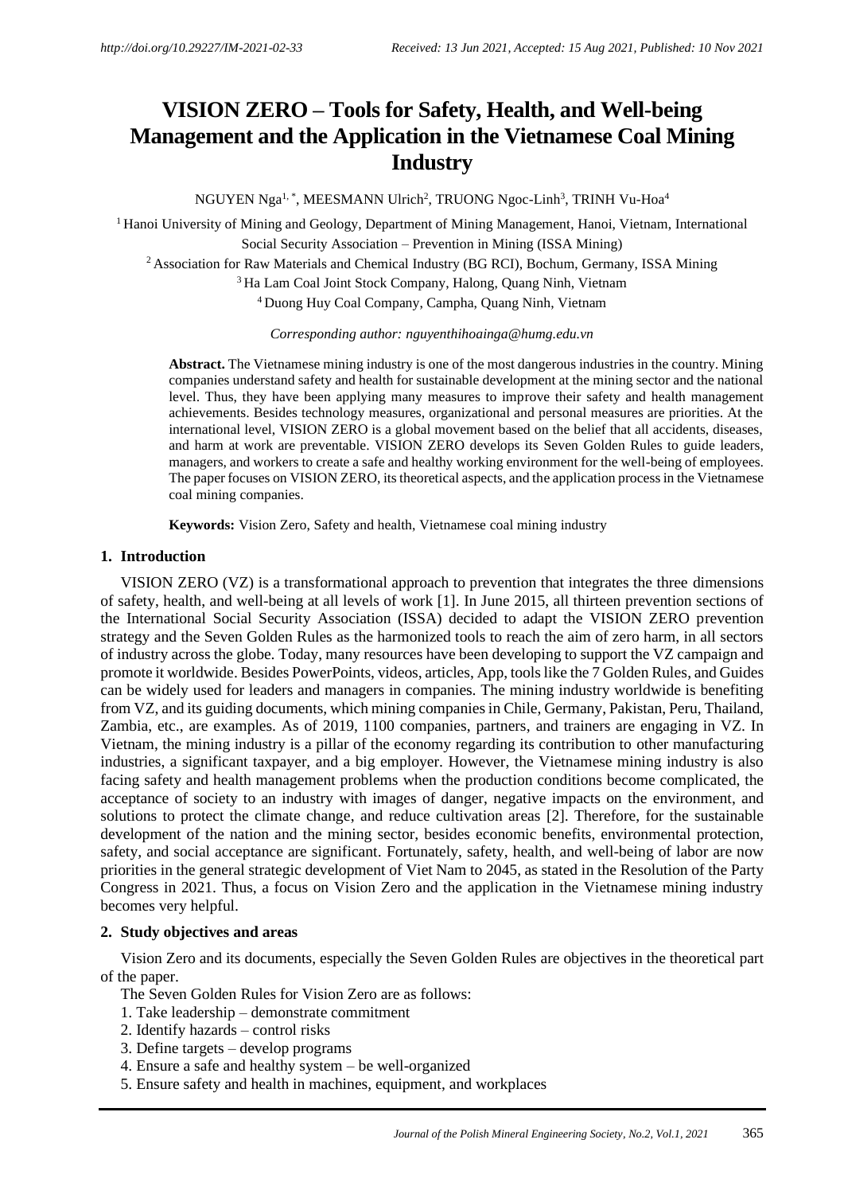http://doi.org/10.29227/IM-2021-02-33 *Received: 13 Jun 2021, Accepted: 15 Aug 2021, Published: 10 Nov 2021*

# VISION ZERO – Tools for Safety, Health, and Well-being Management and the Application in the Vietnamese Coal Mining Industry

NGUYEN Nga[1,*], MEESMANN Ulrich[2], TRUONG Ngoc-Linh[3], TRINH Vu-Hoa[4]

[1] Hanoi University of Mining and Geology, Department of Mining Management, Hanoi, Vietnam, International Social Security Association – Prevention in Mining (ISSA Mining)

[2] Association for Raw Materials and Chemical Industry (BG RCI), Bochum, Germany, ISSA Mining

[3] Ha Lam Coal Joint Stock Company, Halong, Quang Ninh, Vietnam

[4] Duong Huy Coal Company, Campha, Quang Ninh, Vietnam

*Corresponding author: nguyenthihoainga@humg.edu.vn*

**Abstract.** The Vietnamese mining industry is one of the most dangerous industries in the country. Mining companies understand safety and health for sustainable development at the mining sector and the national level. Thus, they have been applying many measures to improve their safety and health management achievements. Besides technology measures, organizational and personal measures are priorities. At the international level, VISION ZERO is a global movement based on the belief that all accidents, diseases, and harm at work are preventable. VISION ZERO develops its Seven Golden Rules to guide leaders, managers, and workers to create a safe and healthy working environment for the well-being of employees. The paper focuses on VISION ZERO, its theoretical aspects, and the application process in the Vietnamese coal mining companies.

**Keywords:** Vision Zero, Safety and health, Vietnamese coal mining industry

## 1. Introduction

VISION ZERO (VZ) is a transformational approach to prevention that integrates the three dimensions of safety, health, and well-being at all levels of work [1]. In June 2015, all thirteen prevention sections of the International Social Security Association (ISSA) decided to adapt the VISION ZERO prevention strategy and the Seven Golden Rules as the harmonized tools to reach the aim of zero harm, in all sectors of industry across the globe. Today, many resources have been developing to support the VZ campaign and promote it worldwide. Besides PowerPoints, videos, articles, App, tools like the 7 Golden Rules, and Guides can be widely used for leaders and managers in companies. The mining industry worldwide is benefiting from VZ, and its guiding documents, which mining companies in Chile, Germany, Pakistan, Peru, Thailand, Zambia, etc., are examples. As of 2019, 1100 companies, partners, and trainers are engaging in VZ. In Vietnam, the mining industry is a pillar of the economy regarding its contribution to other manufacturing industries, a significant taxpayer, and a big employer. However, the Vietnamese mining industry is also facing safety and health management problems when the production conditions become complicated, the acceptance of society to an industry with images of danger, negative impacts on the environment, and solutions to protect the climate change, and reduce cultivation areas [2]. Therefore, for the sustainable development of the nation and the mining sector, besides economic benefits, environmental protection, safety, and social acceptance are significant. Fortunately, safety, health, and well-being of labor are now priorities in the general strategic development of Viet Nam to 2045, as stated in the Resolution of the Party Congress in 2021. Thus, a focus on Vision Zero and the application in the Vietnamese mining industry becomes very helpful.

## 2. Study objectives and areas

Vision Zero and its documents, especially the Seven Golden Rules are objectives in the theoretical part of the paper.

The Seven Golden Rules for Vision Zero are as follows:

1. Take leadership – demonstrate commitment
2. Identify hazards – control risks
3. Define targets – develop programs
4. Ensure a safe and healthy system – be well-organized
5. Ensure safety and health in machines, equipment, and workplaces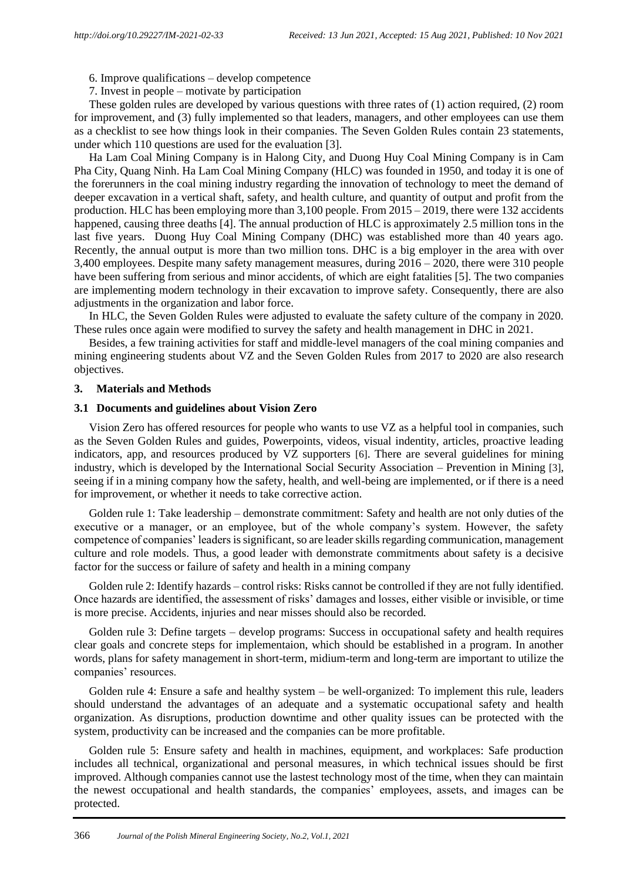6. Improve qualifications – develop competence
7. Invest in people – motivate by participation

These golden rules are developed by various questions with three rates of (1) action required, (2) room for improvement, and (3) fully implemented so that leaders, managers, and other employees can use them as a checklist to see how things look in their companies. The Seven Golden Rules contain 23 statements, under which 110 questions are used for the evaluation [3].

Ha Lam Coal Mining Company is in Halong City, and Duong Huy Coal Mining Company is in Cam Pha City, Quang Ninh. Ha Lam Coal Mining Company (HLC) was founded in 1950, and today it is one of the forerunners in the coal mining industry regarding the innovation of technology to meet the demand of deeper excavation in a vertical shaft, safety, and health culture, and quantity of output and profit from the production. HLC has been employing more than 3,100 people. From 2015 – 2019, there were 132 accidents happened, causing three deaths [4]. The annual production of HLC is approximately 2.5 million tons in the last five years. Duong Huy Coal Mining Company (DHC) was established more than 40 years ago. Recently, the annual output is more than two million tons. DHC is a big employer in the area with over 3,400 employees. Despite many safety management measures, during 2016 – 2020, there were 310 people have been suffering from serious and minor accidents, of which are eight fatalities [5]. The two companies are implementing modern technology in their excavation to improve safety. Consequently, there are also adjustments in the organization and labor force.

In HLC, the Seven Golden Rules were adjusted to evaluate the safety culture of the company in 2020. These rules once again were modified to survey the safety and health management in DHC in 2021.

Besides, a few training activities for staff and middle-level managers of the coal mining companies and mining engineering students about VZ and the Seven Golden Rules from 2017 to 2020 are also research objectives.

## 3. Materials and Methods

### 3.1 Documents and guidelines about Vision Zero

Vision Zero has offered resources for people who wants to use VZ as a helpful tool in companies, such as the Seven Golden Rules and guides, Powerpoints, videos, visual indentity, articles, proactive leading indicators, app, and resources produced by VZ supporters [6]. There are several guidelines for mining industry, which is developed by the International Social Security Association – Prevention in Mining [3], seeing if in a mining company how the safety, health, and well-being are implemented, or if there is a need for improvement, or whether it needs to take corrective action.

Golden rule 1: Take leadership – demonstrate commitment: Safety and health are not only duties of the executive or a manager, or an employee, but of the whole company's system. However, the safety competence of companies' leaders is significant, so are leader skills regarding communication, management culture and role models. Thus, a good leader with demonstrate commitments about safety is a decisive factor for the success or failure of safety and health in a mining company

Golden rule 2: Identify hazards – control risks: Risks cannot be controlled if they are not fully identified. Once hazards are identified, the assessment of risks' damages and losses, either visible or invisible, or time is more precise. Accidents, injuries and near misses should also be recorded.

Golden rule 3: Define targets – develop programs: Success in occupational safety and health requires clear goals and concrete steps for implementaion, which should be established in a program. In another words, plans for safety management in short-term, midium-term and long-term are important to utilize the companies' resources.

Golden rule 4: Ensure a safe and healthy system – be well-organized: To implement this rule, leaders should understand the advantages of an adequate and a systematic occupational safety and health organization. As disruptions, production downtime and other quality issues can be protected with the system, productivity can be increased and the companies can be more profitable.

Golden rule 5: Ensure safety and health in machines, equipment, and workplaces: Safe production includes all technical, organizational and personal measures, in which technical issues should be first improved. Although companies cannot use the lastest technology most of the time, when they can maintain the newest occupational and health standards, the companies' employees, assets, and images can be protected.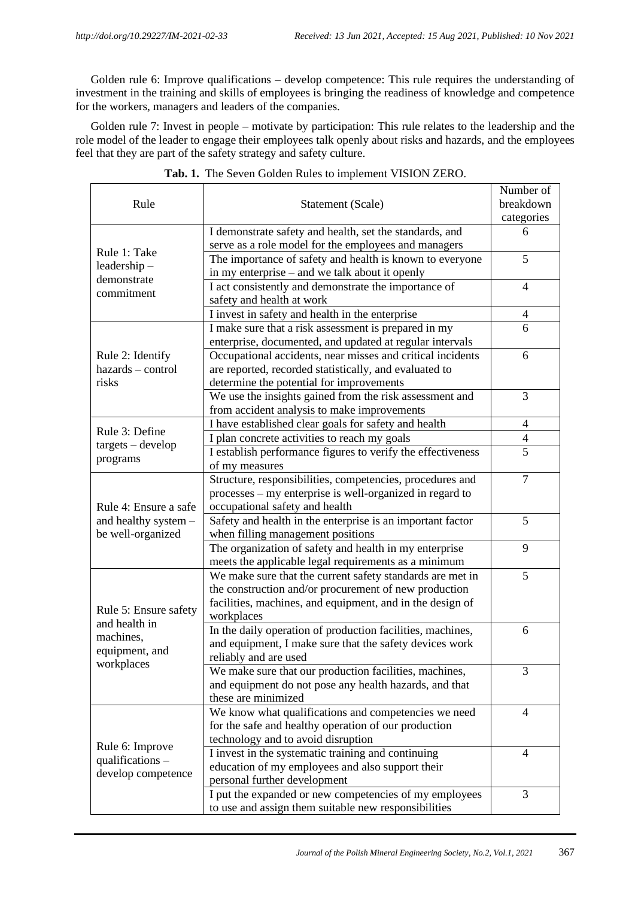Golden rule 6: Improve qualifications – develop competence: This rule requires the understanding of investment in the training and skills of employees is bringing the readiness of knowledge and competence for the workers, managers and leaders of the companies.

Golden rule 7: Invest in people – motivate by participation: This rule relates to the leadership and the role model of the leader to engage their employees talk openly about risks and hazards, and the employees feel that they are part of the safety strategy and safety culture.

**Tab. 1.** The Seven Golden Rules to implement VISION ZERO.

| Rule | Statement (Scale) | Number of breakdown categories |
|---|---|---|
| Rule 1: Take leadership – demonstrate commitment | I demonstrate safety and health, set the standards, and serve as a role model for the employees and managers | 6 |
| | The importance of safety and health is known to everyone in my enterprise – and we talk about it openly | 5 |
| | I act consistently and demonstrate the importance of safety and health at work | 4 |
| | I invest in safety and health in the enterprise | 4 |
| Rule 2: Identify hazards – control risks | I make sure that a risk assessment is prepared in my enterprise, documented, and updated at regular intervals | 6 |
| | Occupational accidents, near misses and critical incidents are reported, recorded statistically, and evaluated to determine the potential for improvements | 6 |
| | We use the insights gained from the risk assessment and from accident analysis to make improvements | 3 |
| Rule 3: Define targets – develop programs | I have established clear goals for safety and health | 4 |
| | I plan concrete activities to reach my goals | 4 |
| | I establish performance figures to verify the effectiveness of my measures | 5 |
| Rule 4: Ensure a safe and healthy system – be well-organized | Structure, responsibilities, competencies, procedures and processes – my enterprise is well-organized in regard to occupational safety and health | 7 |
| | Safety and health in the enterprise is an important factor when filling management positions | 5 |
| | The organization of safety and health in my enterprise meets the applicable legal requirements as a minimum | 9 |
| Rule 5: Ensure safety and health in machines, equipment, and workplaces | We make sure that the current safety standards are met in the construction and/or procurement of new production facilities, machines, and equipment, and in the design of workplaces | 5 |
| | In the daily operation of production facilities, machines, and equipment, I make sure that the safety devices work reliably and are used | 6 |
| | We make sure that our production facilities, machines, and equipment do not pose any health hazards, and that these are minimized | 3 |
| Rule 6: Improve qualifications – develop competence | We know what qualifications and competencies we need for the safe and healthy operation of our production technology and to avoid disruption | 4 |
| | I invest in the systematic training and continuing education of my employees and also support their personal further development | 4 |
| | I put the expanded or new competencies of my employees to use and assign them suitable new responsibilities | 3 |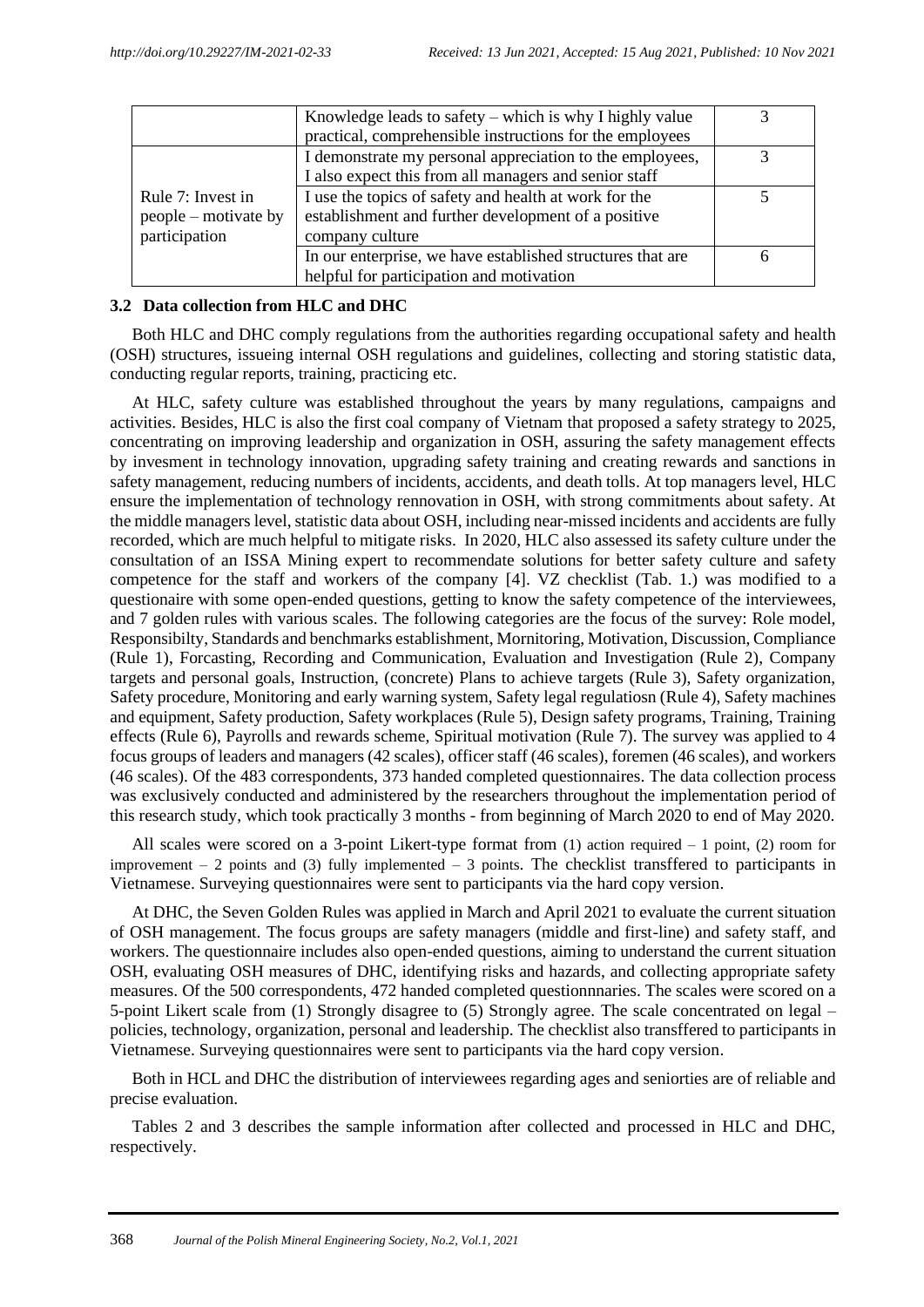| | | |
|---|---|---|
| | Knowledge leads to safety – which is why I highly value practical, comprehensible instructions for the employees | 3 |
| Rule 7: Invest in people – motivate by participation | I demonstrate my personal appreciation to the employees, I also expect this from all managers and senior staff | 3 |
| | I use the topics of safety and health at work for the establishment and further development of a positive company culture | 5 |
| | In our enterprise, we have established structures that are helpful for participation and motivation | 6 |

### 3.2 Data collection from HLC and DHC

Both HLC and DHC comply regulations from the authorities regarding occupational safety and health (OSH) structures, issueing internal OSH regulations and guidelines, collecting and storing statistic data, conducting regular reports, training, practicing etc.

At HLC, safety culture was established throughout the years by many regulations, campaigns and activities. Besides, HLC is also the first coal company of Vietnam that proposed a safety strategy to 2025, concentrating on improving leadership and organization in OSH, assuring the safety management effects by invesment in technology innovation, upgrading safety training and creating rewards and sanctions in safety management, reducing numbers of incidents, accidents, and death tolls. At top managers level, HLC ensure the implementation of technology rennovation in OSH, with strong commitments about safety. At the middle managers level, statistic data about OSH, including near-missed incidents and accidents are fully recorded, which are much helpful to mitigate risks. In 2020, HLC also assessed its safety culture under the consultation of an ISSA Mining expert to recommendate solutions for better safety culture and safety competence for the staff and workers of the company [4]. VZ checklist (Tab. 1.) was modified to a questionaire with some open-ended questions, getting to know the safety competence of the interviewees, and 7 golden rules with various scales. The following categories are the focus of the survey: Role model, Responsibilty, Standards and benchmarks establishment, Mornitoring, Motivation, Discussion, Compliance (Rule 1), Forcasting, Recording and Communication, Evaluation and Investigation (Rule 2), Company targets and personal goals, Instruction, (concrete) Plans to achieve targets (Rule 3), Safety organization, Safety procedure, Monitoring and early warning system, Safety legal regulatiosn (Rule 4), Safety machines and equipment, Safety production, Safety workplaces (Rule 5), Design safety programs, Training, Training effects (Rule 6), Payrolls and rewards scheme, Spiritual motivation (Rule 7). The survey was applied to 4 focus groups of leaders and managers (42 scales), officer staff (46 scales), foremen (46 scales), and workers (46 scales). Of the 483 correspondents, 373 handed completed questionnaires. The data collection process was exclusively conducted and administered by the researchers throughout the implementation period of this research study, which took practically 3 months - from beginning of March 2020 to end of May 2020.

All scales were scored on a 3-point Likert-type format from (1) action required – 1 point, (2) room for improvement – 2 points and (3) fully implemented – 3 points. The checklist transffered to participants in Vietnamese. Surveying questionnaires were sent to participants via the hard copy version.

At DHC, the Seven Golden Rules was applied in March and April 2021 to evaluate the current situation of OSH management. The focus groups are safety managers (middle and first-line) and safety staff, and workers. The questionnaire includes also open-ended questions, aiming to understand the current situation OSH, evaluating OSH measures of DHC, identifying risks and hazards, and collecting appropriate safety measures. Of the 500 correspondents, 472 handed completed questionnnaries. The scales were scored on a 5-point Likert scale from (1) Strongly disagree to (5) Strongly agree. The scale concentrated on legal – policies, technology, organization, personal and leadership. The checklist also transffered to participants in Vietnamese. Surveying questionnaires were sent to participants via the hard copy version.

Both in HCL and DHC the distribution of interviewees regarding ages and seniorties are of reliable and precise evaluation.

Tables 2 and 3 describes the sample information after collected and processed in HLC and DHC, respectively.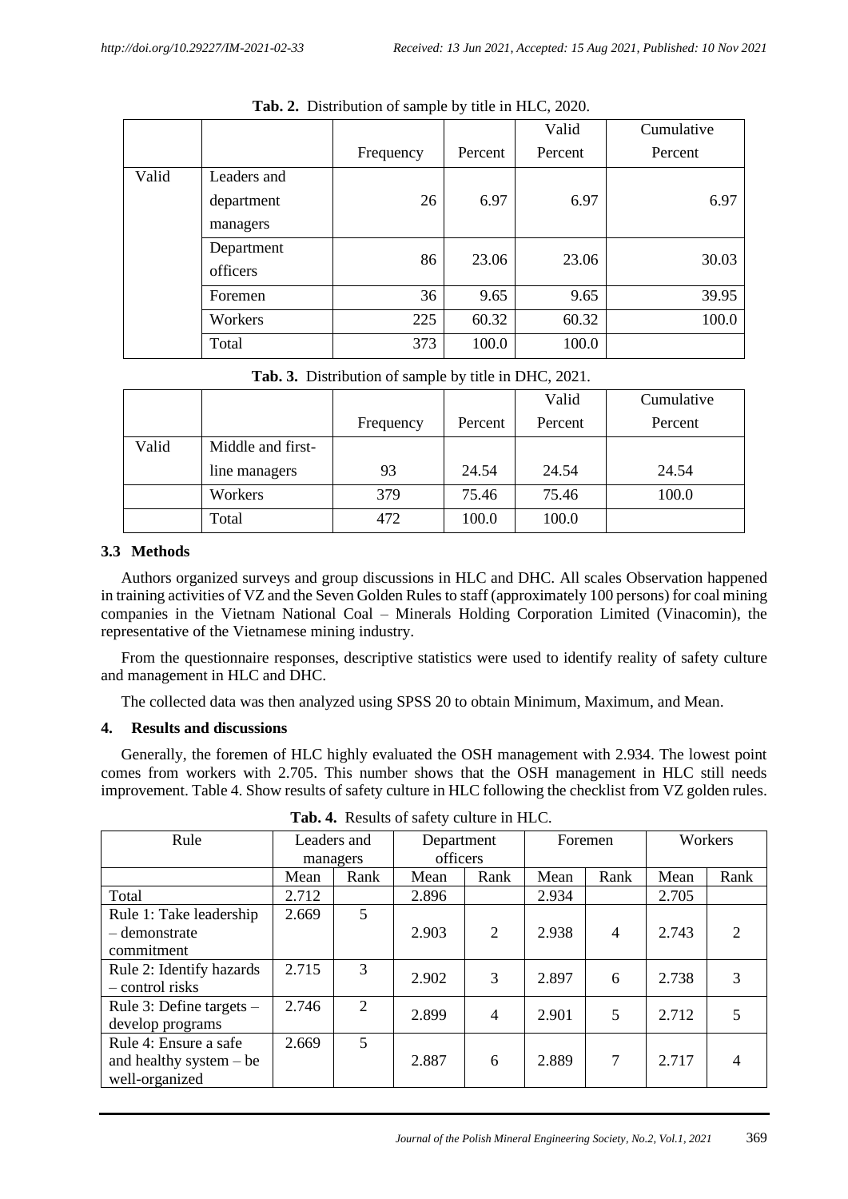**Tab. 2.** Distribution of sample by title in HLC, 2020.

| | | Frequency | Percent | Valid Percent | Cumulative Percent |
|---|---|---|---|---|---|
| Valid | Leaders and department managers | 26 | 6.97 | 6.97 | 6.97 |
| | Department officers | 86 | 23.06 | 23.06 | 30.03 |
| | Foremen | 36 | 9.65 | 9.65 | 39.95 |
| | Workers | 225 | 60.32 | 60.32 | 100.0 |
| | Total | 373 | 100.0 | 100.0 | |

**Tab. 3.** Distribution of sample by title in DHC, 2021.

| | | Frequency | Percent | Valid Percent | Cumulative Percent |
|---|---|---|---|---|---|
| Valid | Middle and first-line managers | 93 | 24.54 | 24.54 | 24.54 |
| | Workers | 379 | 75.46 | 75.46 | 100.0 |
| | Total | 472 | 100.0 | 100.0 | |

### 3.3 Methods

Authors organized surveys and group discussions in HLC and DHC. All scales Observation happened in training activities of VZ and the Seven Golden Rules to staff (approximately 100 persons) for coal mining companies in the Vietnam National Coal – Minerals Holding Corporation Limited (Vinacomin), the representative of the Vietnamese mining industry.

From the questionnaire responses, descriptive statistics were used to identify reality of safety culture and management in HLC and DHC.

The collected data was then analyzed using SPSS 20 to obtain Minimum, Maximum, and Mean.

## 4. Results and discussions

Generally, the foremen of HLC highly evaluated the OSH management with 2.934. The lowest point comes from workers with 2.705. This number shows that the OSH management in HLC still needs improvement. Table 4. Show results of safety culture in HLC following the checklist from VZ golden rules.

**Tab. 4.** Results of safety culture in HLC.

| Rule | Leaders and managers | | Department officers | | Foremen | | Workers | |
|---|---|---|---|---|---|---|---|---|
| | Mean | Rank | Mean | Rank | Mean | Rank | Mean | Rank |
| Total | 2.712 | | 2.896 | | 2.934 | | 2.705 | |
| Rule 1: Take leadership – demonstrate commitment | 2.669 | 5 | 2.903 | 2 | 2.938 | 4 | 2.743 | 2 |
| Rule 2: Identify hazards – control risks | 2.715 | 3 | 2.902 | 3 | 2.897 | 6 | 2.738 | 3 |
| Rule 3: Define targets – develop programs | 2.746 | 2 | 2.899 | 4 | 2.901 | 5 | 2.712 | 5 |
| Rule 4: Ensure a safe and healthy system – be well-organized | 2.669 | 5 | 2.887 | 6 | 2.889 | 7 | 2.717 | 4 |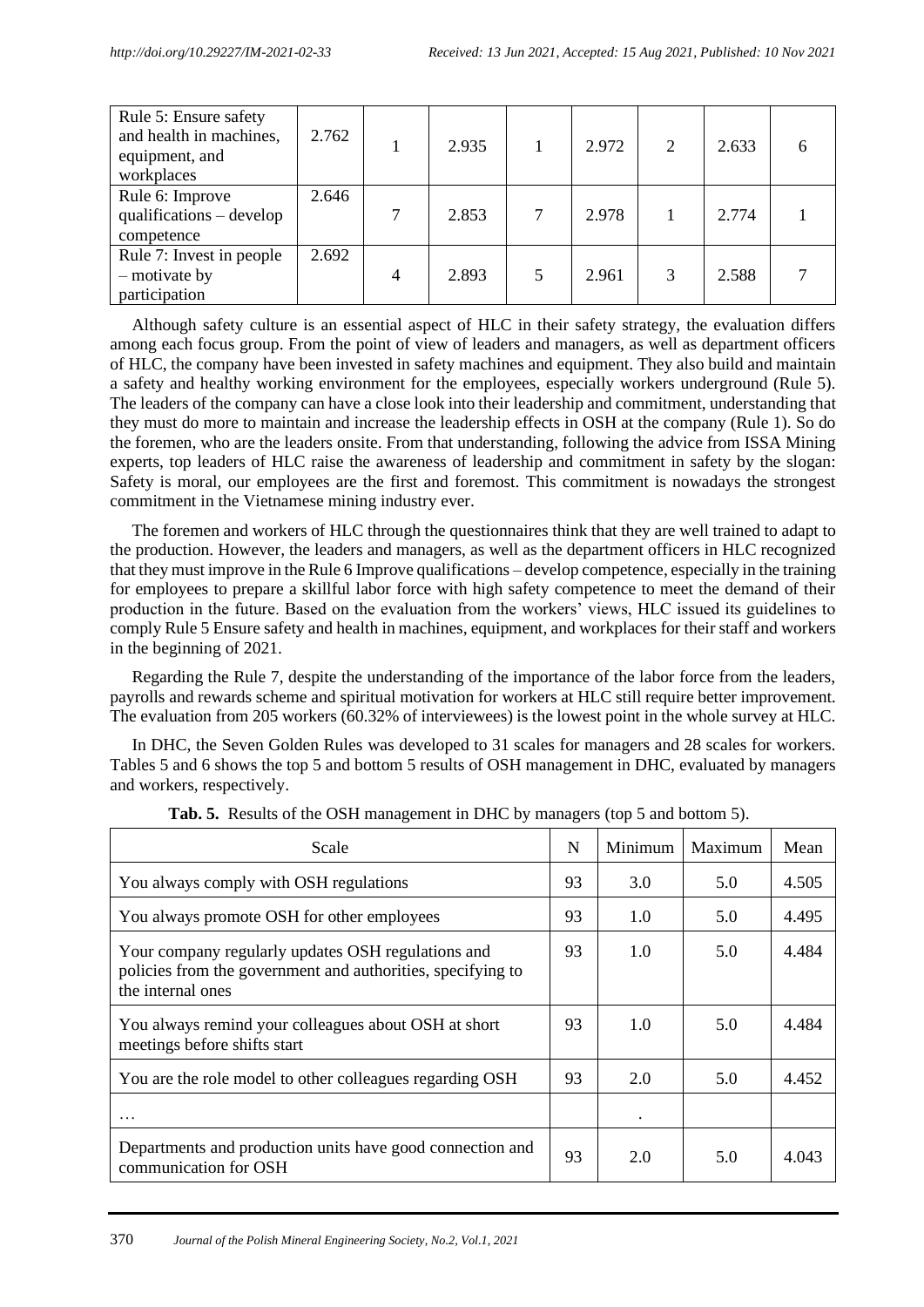| Rule 5: Ensure safety and health in machines, equipment, and workplaces | 2.762 | 1 | 2.935 | 1 | 2.972 | 2 | 2.633 | 6 |
|---|---|---|---|---|---|---|---|---|
| Rule 6: Improve qualifications – develop competence | 2.646 | 7 | 2.853 | 7 | 2.978 | 1 | 2.774 | 1 |
| Rule 7: Invest in people – motivate by participation | 2.692 | 4 | 2.893 | 5 | 2.961 | 3 | 2.588 | 7 |

Although safety culture is an essential aspect of HLC in their safety strategy, the evaluation differs among each focus group. From the point of view of leaders and managers, as well as department officers of HLC, the company have been invested in safety machines and equipment. They also build and maintain a safety and healthy working environment for the employees, especially workers underground (Rule 5). The leaders of the company can have a close look into their leadership and commitment, understanding that they must do more to maintain and increase the leadership effects in OSH at the company (Rule 1). So do the foremen, who are the leaders onsite. From that understanding, following the advice from ISSA Mining experts, top leaders of HLC raise the awareness of leadership and commitment in safety by the slogan: Safety is moral, our employees are the first and foremost. This commitment is nowadays the strongest commitment in the Vietnamese mining industry ever.

The foremen and workers of HLC through the questionnaires think that they are well trained to adapt to the production. However, the leaders and managers, as well as the department officers in HLC recognized that they must improve in the Rule 6 Improve qualifications – develop competence, especially in the training for employees to prepare a skillful labor force with high safety competence to meet the demand of their production in the future. Based on the evaluation from the workers' views, HLC issued its guidelines to comply Rule 5 Ensure safety and health in machines, equipment, and workplaces for their staff and workers in the beginning of 2021.

Regarding the Rule 7, despite the understanding of the importance of the labor force from the leaders, payrolls and rewards scheme and spiritual motivation for workers at HLC still require better improvement. The evaluation from 205 workers (60.32% of interviewees) is the lowest point in the whole survey at HLC.

In DHC, the Seven Golden Rules was developed to 31 scales for managers and 28 scales for workers. Tables 5 and 6 shows the top 5 and bottom 5 results of OSH management in DHC, evaluated by managers and workers, respectively.

**Tab. 5.** Results of the OSH management in DHC by managers (top 5 and bottom 5).

| Scale | N | Minimum | Maximum | Mean |
|---|---|---|---|---|
| You always comply with OSH regulations | 93 | 3.0 | 5.0 | 4.505 |
| You always promote OSH for other employees | 93 | 1.0 | 5.0 | 4.495 |
| Your company regularly updates OSH regulations and policies from the government and authorities, specifying to the internal ones | 93 | 1.0 | 5.0 | 4.484 |
| You always remind your colleagues about OSH at short meetings before shifts start | 93 | 1.0 | 5.0 | 4.484 |
| You are the role model to other colleagues regarding OSH | 93 | 2.0 | 5.0 | 4.452 |
| … | | . | | |
| Departments and production units have good connection and communication for OSH | 93 | 2.0 | 5.0 | 4.043 |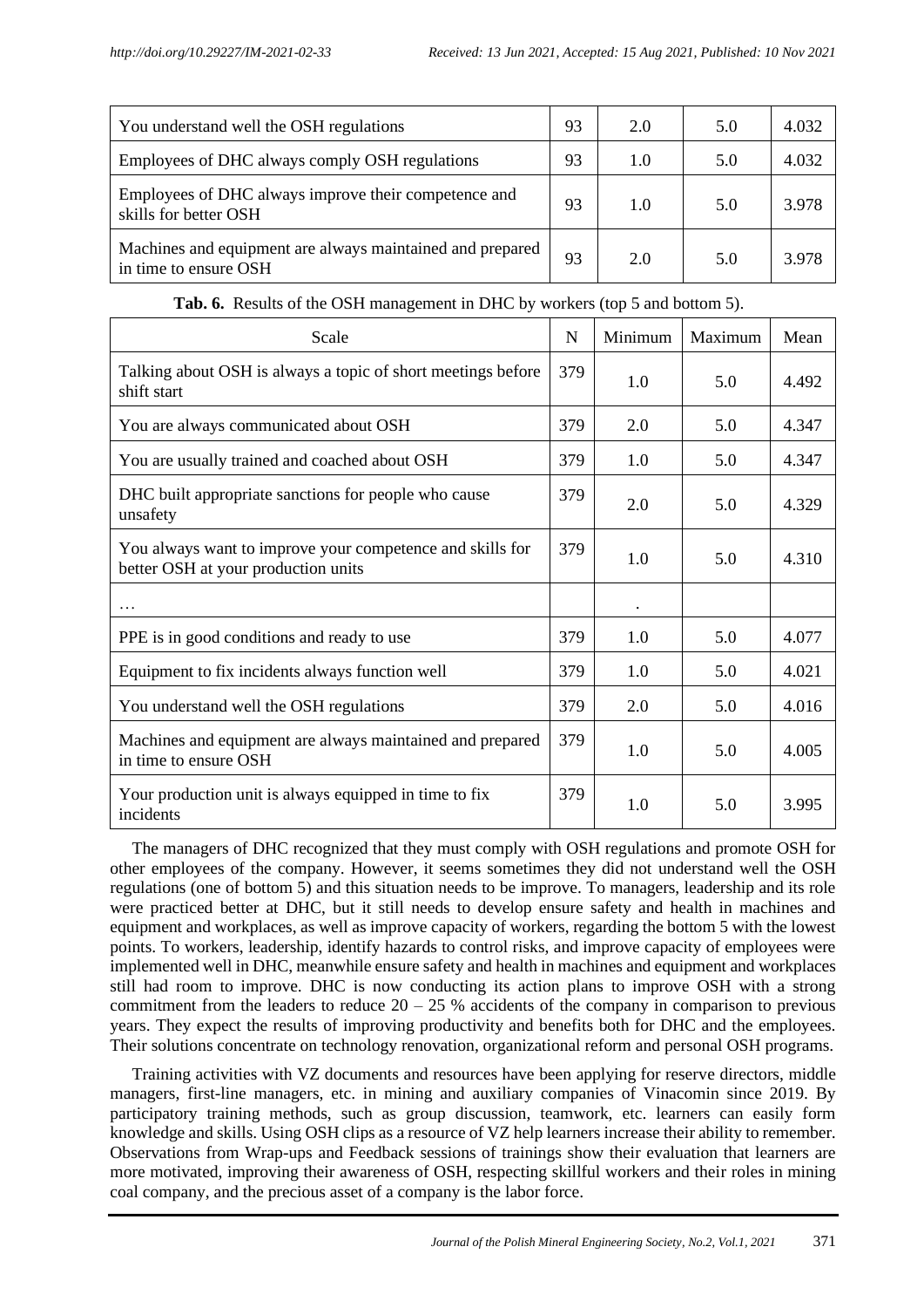| | | | | |
|---|---|---|---|---|
| You understand well the OSH regulations | 93 | 2.0 | 5.0 | 4.032 |
| Employees of DHC always comply OSH regulations | 93 | 1.0 | 5.0 | 4.032 |
| Employees of DHC always improve their competence and skills for better OSH | 93 | 1.0 | 5.0 | 3.978 |
| Machines and equipment are always maintained and prepared in time to ensure OSH | 93 | 2.0 | 5.0 | 3.978 |

**Tab. 6.** Results of the OSH management in DHC by workers (top 5 and bottom 5).

| Scale | N | Minimum | Maximum | Mean |
|---|---|---|---|---|
| Talking about OSH is always a topic of short meetings before shift start | 379 | 1.0 | 5.0 | 4.492 |
| You are always communicated about OSH | 379 | 2.0 | 5.0 | 4.347 |
| You are usually trained and coached about OSH | 379 | 1.0 | 5.0 | 4.347 |
| DHC built appropriate sanctions for people who cause unsafety | 379 | 2.0 | 5.0 | 4.329 |
| You always want to improve your competence and skills for better OSH at your production units | 379 | 1.0 | 5.0 | 4.310 |
| … | | . | | |
| PPE is in good conditions and ready to use | 379 | 1.0 | 5.0 | 4.077 |
| Equipment to fix incidents always function well | 379 | 1.0 | 5.0 | 4.021 |
| You understand well the OSH regulations | 379 | 2.0 | 5.0 | 4.016 |
| Machines and equipment are always maintained and prepared in time to ensure OSH | 379 | 1.0 | 5.0 | 4.005 |
| Your production unit is always equipped in time to fix incidents | 379 | 1.0 | 5.0 | 3.995 |

The managers of DHC recognized that they must comply with OSH regulations and promote OSH for other employees of the company. However, it seems sometimes they did not understand well the OSH regulations (one of bottom 5) and this situation needs to be improve. To managers, leadership and its role were practiced better at DHC, but it still needs to develop ensure safety and health in machines and equipment and workplaces, as well as improve capacity of workers, regarding the bottom 5 with the lowest points. To workers, leadership, identify hazards to control risks, and improve capacity of employees were implemented well in DHC, meanwhile ensure safety and health in machines and equipment and workplaces still had room to improve. DHC is now conducting its action plans to improve OSH with a strong commitment from the leaders to reduce 20 – 25 % accidents of the company in comparison to previous years. They expect the results of improving productivity and benefits both for DHC and the employees. Their solutions concentrate on technology renovation, organizational reform and personal OSH programs.

Training activities with VZ documents and resources have been applying for reserve directors, middle managers, first-line managers, etc. in mining and auxiliary companies of Vinacomin since 2019. By participatory training methods, such as group discussion, teamwork, etc. learners can easily form knowledge and skills. Using OSH clips as a resource of VZ help learners increase their ability to remember. Observations from Wrap-ups and Feedback sessions of trainings show their evaluation that learners are more motivated, improving their awareness of OSH, respecting skillful workers and their roles in mining coal company, and the precious asset of a company is the labor force.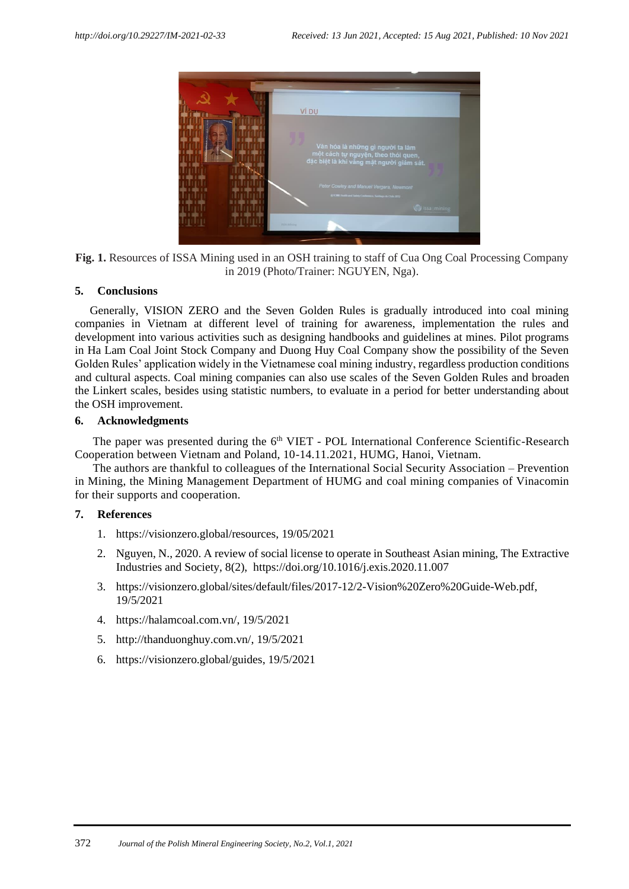Fig. 1. Resources of ISSA Mining used in an OSH training to staff of Cua Ong Coal Processing Company in 2019 (Photo/Trainer: NGUYEN, Nga).

## 5. Conclusions

Generally, VISION ZERO and the Seven Golden Rules is gradually introduced into coal mining companies in Vietnam at different level of training for awareness, implementation the rules and development into various activities such as designing handbooks and guidelines at mines. Pilot programs in Ha Lam Coal Joint Stock Company and Duong Huy Coal Company show the possibility of the Seven Golden Rules' application widely in the Vietnamese coal mining industry, regardless production conditions and cultural aspects. Coal mining companies can also use scales of the Seven Golden Rules and broaden the Linkert scales, besides using statistic numbers, to evaluate in a period for better understanding about the OSH improvement.

## 6. Acknowledgments

The paper was presented during the 6th VIET - POL International Conference Scientific-Research Cooperation between Vietnam and Poland, 10-14.11.2021, HUMG, Hanoi, Vietnam.

The authors are thankful to colleagues of the International Social Security Association – Prevention in Mining, the Mining Management Department of HUMG and coal mining companies of Vinacomin for their supports and cooperation.

## 7. References

1. https://visionzero.global/resources, 19/05/2021
2. Nguyen, N., 2020. A review of social license to operate in Southeast Asian mining, The Extractive Industries and Society, 8(2), https://doi.org/10.1016/j.exis.2020.11.007
3. https://visionzero.global/sites/default/files/2017-12/2-Vision%20Zero%20Guide-Web.pdf, 19/5/2021
4. https://halamcoal.com.vn/, 19/5/2021
5. http://thanduonghuy.com.vn/, 19/5/2021
6. https://visionzero.global/guides, 19/5/2021